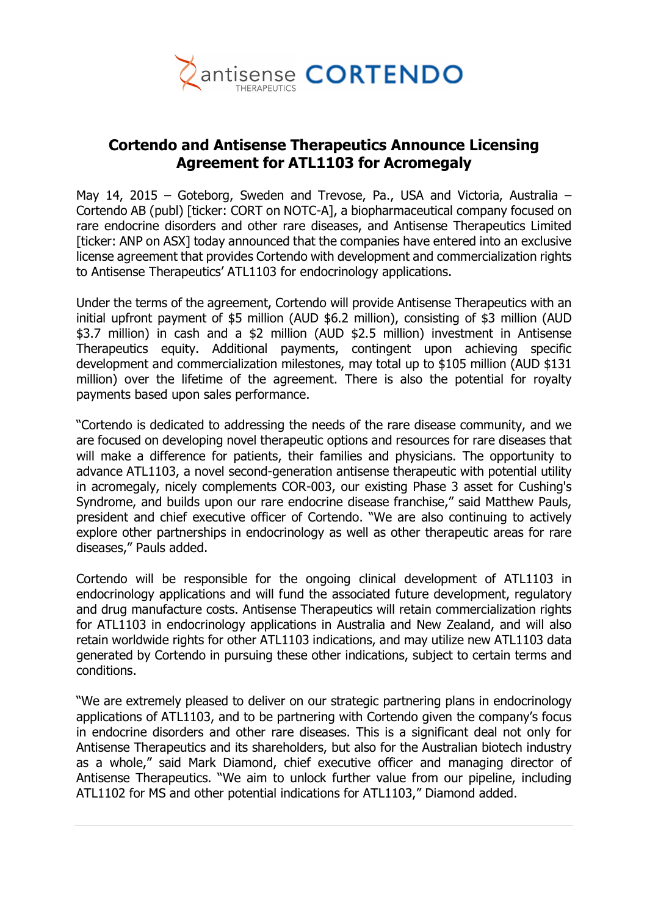# Cortendo and Antisense Therapeutics Announce Licensing Agreement for ATL1103 for Acromegaly

May 14, 2015 – Goteborg, Sweden and Trevose, Pa., USA and Victoria, Australia – Cortendo AB (publ) [ticker: CORT on NOTC-A], a biopharmaceutical company focused on rare endocrine disorders and other rare diseases, and Antisense Therapeutics Limited [ticker: ANP on ASX] today announced that the companies have entered into an exclusive license agreement that provides Cortendo with development and commercialization rights to Antisense Therapeutics' ATL1103 for endocrinology applications.

Under the terms of the agreement, Cortendo will provide Antisense Therapeutics with an initial upfront payment of $5 million (AUD $6.2 million), consisting of $3 million (AUD $3.7 million) in cash and a $2 million (AUD $2.5 million) investment in Antisense Therapeutics equity. Additional payments, contingent upon achieving specific development and commercialization milestones, may total up to $105 million (AUD $131 million) over the lifetime of the agreement. There is also the potential for royalty payments based upon sales performance.

"Cortendo is dedicated to addressing the needs of the rare disease community, and we are focused on developing novel therapeutic options and resources for rare diseases that will make a difference for patients, their families and physicians. The opportunity to advance ATL1103, a novel second-generation antisense therapeutic with potential utility in acromegaly, nicely complements COR-003, our existing Phase 3 asset for Cushing's Syndrome, and builds upon our rare endocrine disease franchise," said Matthew Pauls, president and chief executive officer of Cortendo. "We are also continuing to actively explore other partnerships in endocrinology as well as other therapeutic areas for rare diseases," Pauls added.

Cortendo will be responsible for the ongoing clinical development of ATL1103 in endocrinology applications and will fund the associated future development, regulatory and drug manufacture costs. Antisense Therapeutics will retain commercialization rights for ATL1103 in endocrinology applications in Australia and New Zealand, and will also retain worldwide rights for other ATL1103 indications, and may utilize new ATL1103 data generated by Cortendo in pursuing these other indications, subject to certain terms and conditions.

"We are extremely pleased to deliver on our strategic partnering plans in endocrinology applications of ATL1103, and to be partnering with Cortendo given the company's focus in endocrine disorders and other rare diseases. This is a significant deal not only for Antisense Therapeutics and its shareholders, but also for the Australian biotech industry as a whole," said Mark Diamond, chief executive officer and managing director of Antisense Therapeutics. "We aim to unlock further value from our pipeline, including ATL1102 for MS and other potential indications for ATL1103," Diamond added.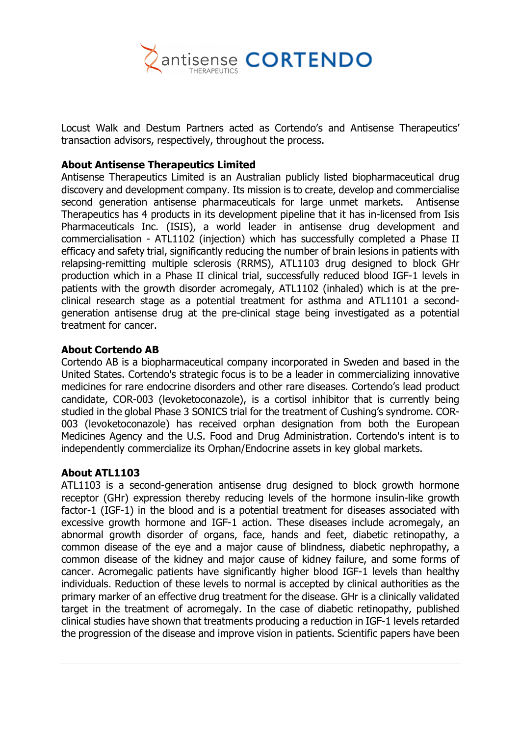Locust Walk and Destum Partners acted as Cortendo's and Antisense Therapeutics' transaction advisors, respectively, throughout the process.

**About Antisense Therapeutics Limited**

Antisense Therapeutics Limited is an Australian publicly listed biopharmaceutical drug discovery and development company. Its mission is to create, develop and commercialise second generation antisense pharmaceuticals for large unmet markets. Antisense Therapeutics has 4 products in its development pipeline that it has in-licensed from Isis Pharmaceuticals Inc. (ISIS), a world leader in antisense drug development and commercialisation - ATL1102 (injection) which has successfully completed a Phase II efficacy and safety trial, significantly reducing the number of brain lesions in patients with relapsing-remitting multiple sclerosis (RRMS), ATL1103 drug designed to block GHr production which in a Phase II clinical trial, successfully reduced blood IGF-1 levels in patients with the growth disorder acromegaly, ATL1102 (inhaled) which is at the pre-clinical research stage as a potential treatment for asthma and ATL1101 a second-generation antisense drug at the pre-clinical stage being investigated as a potential treatment for cancer.

**About Cortendo AB**

Cortendo AB is a biopharmaceutical company incorporated in Sweden and based in the United States. Cortendo's strategic focus is to be a leader in commercializing innovative medicines for rare endocrine disorders and other rare diseases. Cortendo's lead product candidate, COR-003 (levoketoconazole), is a cortisol inhibitor that is currently being studied in the global Phase 3 SONICS trial for the treatment of Cushing's syndrome. COR-003 (levoketoconazole) has received orphan designation from both the European Medicines Agency and the U.S. Food and Drug Administration. Cortendo's intent is to independently commercialize its Orphan/Endocrine assets in key global markets.

**About ATL1103**

ATL1103 is a second-generation antisense drug designed to block growth hormone receptor (GHr) expression thereby reducing levels of the hormone insulin-like growth factor-1 (IGF-1) in the blood and is a potential treatment for diseases associated with excessive growth hormone and IGF-1 action. These diseases include acromegaly, an abnormal growth disorder of organs, face, hands and feet, diabetic retinopathy, a common disease of the eye and a major cause of blindness, diabetic nephropathy, a common disease of the kidney and major cause of kidney failure, and some forms of cancer. Acromegalic patients have significantly higher blood IGF-1 levels than healthy individuals. Reduction of these levels to normal is accepted by clinical authorities as the primary marker of an effective drug treatment for the disease. GHr is a clinically validated target in the treatment of acromegaly. In the case of diabetic retinopathy, published clinical studies have shown that treatments producing a reduction in IGF-1 levels retarded the progression of the disease and improve vision in patients. Scientific papers have been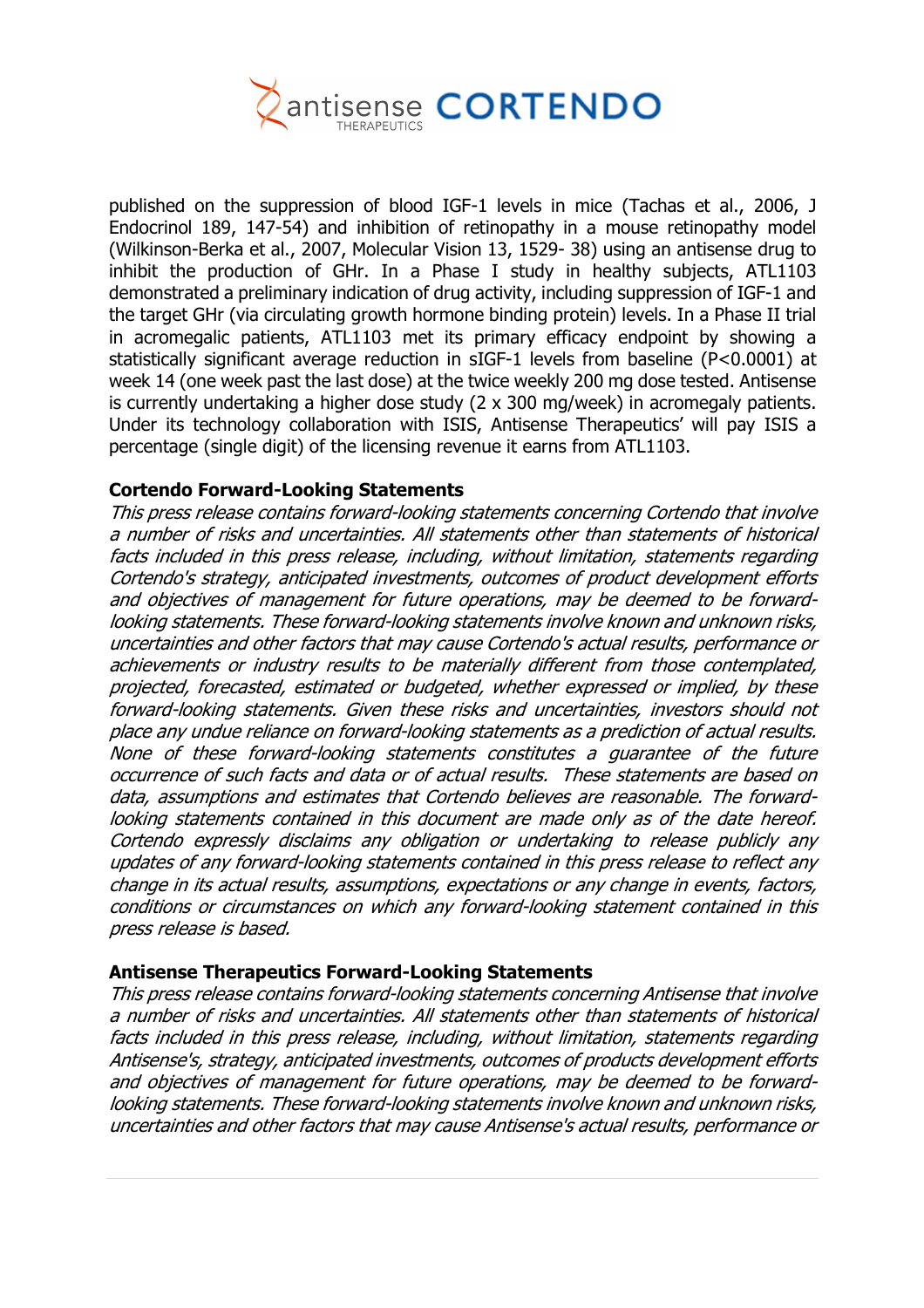published on the suppression of blood IGF-1 levels in mice (Tachas et al., 2006, J Endocrinol 189, 147-54) and inhibition of retinopathy in a mouse retinopathy model (Wilkinson-Berka et al., 2007, Molecular Vision 13, 1529- 38) using an antisense drug to inhibit the production of GHr. In a Phase I study in healthy subjects, ATL1103 demonstrated a preliminary indication of drug activity, including suppression of IGF-1 and the target GHr (via circulating growth hormone binding protein) levels. In a Phase II trial in acromegalic patients, ATL1103 met its primary efficacy endpoint by showing a statistically significant average reduction in sIGF-1 levels from baseline (P<0.0001) at week 14 (one week past the last dose) at the twice weekly 200 mg dose tested. Antisense is currently undertaking a higher dose study (2 x 300 mg/week) in acromegaly patients. Under its technology collaboration with ISIS, Antisense Therapeutics' will pay ISIS a percentage (single digit) of the licensing revenue it earns from ATL1103.

**Cortendo Forward-Looking Statements**

*This press release contains forward-looking statements concerning Cortendo that involve a number of risks and uncertainties. All statements other than statements of historical facts included in this press release, including, without limitation, statements regarding Cortendo's strategy, anticipated investments, outcomes of product development efforts and objectives of management for future operations, may be deemed to be forward-looking statements. These forward-looking statements involve known and unknown risks, uncertainties and other factors that may cause Cortendo's actual results, performance or achievements or industry results to be materially different from those contemplated, projected, forecasted, estimated or budgeted, whether expressed or implied, by these forward-looking statements. Given these risks and uncertainties, investors should not place any undue reliance on forward-looking statements as a prediction of actual results. None of these forward-looking statements constitutes a guarantee of the future occurrence of such facts and data or of actual results. These statements are based on data, assumptions and estimates that Cortendo believes are reasonable. The forward-looking statements contained in this document are made only as of the date hereof. Cortendo expressly disclaims any obligation or undertaking to release publicly any updates of any forward-looking statements contained in this press release to reflect any change in its actual results, assumptions, expectations or any change in events, factors, conditions or circumstances on which any forward-looking statement contained in this press release is based.*

**Antisense Therapeutics Forward-Looking Statements**

*This press release contains forward-looking statements concerning Antisense that involve a number of risks and uncertainties. All statements other than statements of historical facts included in this press release, including, without limitation, statements regarding Antisense's, strategy, anticipated investments, outcomes of products development efforts and objectives of management for future operations, may be deemed to be forward-looking statements. These forward-looking statements involve known and unknown risks, uncertainties and other factors that may cause Antisense's actual results, performance or*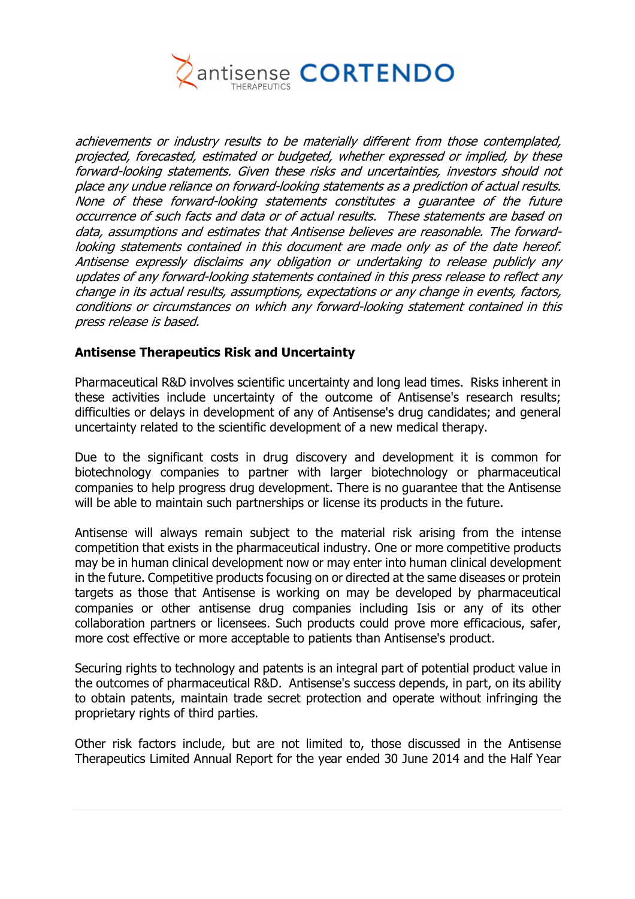*achievements or industry results to be materially different from those contemplated, projected, forecasted, estimated or budgeted, whether expressed or implied, by these forward-looking statements. Given these risks and uncertainties, investors should not place any undue reliance on forward-looking statements as a prediction of actual results. None of these forward-looking statements constitutes a guarantee of the future occurrence of such facts and data or of actual results. These statements are based on data, assumptions and estimates that Antisense believes are reasonable. The forward-looking statements contained in this document are made only as of the date hereof. Antisense expressly disclaims any obligation or undertaking to release publicly any updates of any forward-looking statements contained in this press release to reflect any change in its actual results, assumptions, expectations or any change in events, factors, conditions or circumstances on which any forward-looking statement contained in this press release is based.*

**Antisense Therapeutics Risk and Uncertainty**

Pharmaceutical R&D involves scientific uncertainty and long lead times. Risks inherent in these activities include uncertainty of the outcome of Antisense's research results; difficulties or delays in development of any of Antisense's drug candidates; and general uncertainty related to the scientific development of a new medical therapy.

Due to the significant costs in drug discovery and development it is common for biotechnology companies to partner with larger biotechnology or pharmaceutical companies to help progress drug development. There is no guarantee that the Antisense will be able to maintain such partnerships or license its products in the future.

Antisense will always remain subject to the material risk arising from the intense competition that exists in the pharmaceutical industry. One or more competitive products may be in human clinical development now or may enter into human clinical development in the future. Competitive products focusing on or directed at the same diseases or protein targets as those that Antisense is working on may be developed by pharmaceutical companies or other antisense drug companies including Isis or any of its other collaboration partners or licensees. Such products could prove more efficacious, safer, more cost effective or more acceptable to patients than Antisense's product.

Securing rights to technology and patents is an integral part of potential product value in the outcomes of pharmaceutical R&D. Antisense's success depends, in part, on its ability to obtain patents, maintain trade secret protection and operate without infringing the proprietary rights of third parties.

Other risk factors include, but are not limited to, those discussed in the Antisense Therapeutics Limited Annual Report for the year ended 30 June 2014 and the Half Year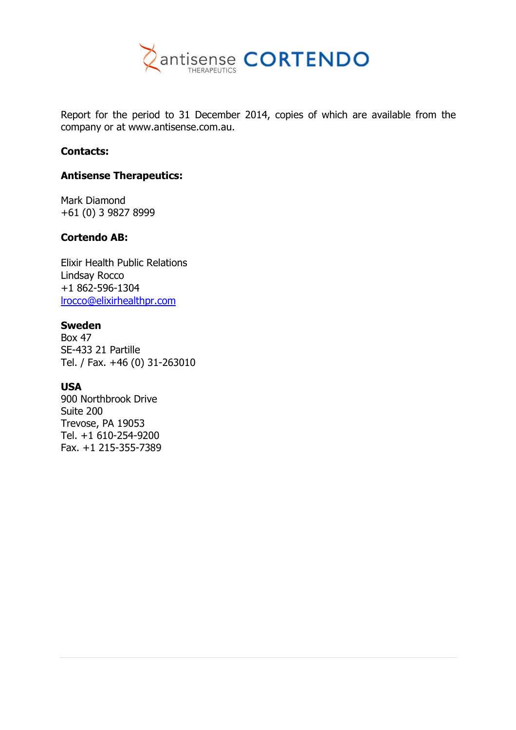Report for the period to 31 December 2014, copies of which are available from the company or at www.antisense.com.au.

**Contacts:**

**Antisense Therapeutics:**

Mark Diamond
+61 (0) 3 9827 8999

**Cortendo AB:**

Elixir Health Public Relations
Lindsay Rocco
+1 862-596-1304
lrocco@elixirhealthpr.com

**Sweden**
Box 47
SE-433 21 Partille
Tel. / Fax. +46 (0) 31-263010

**USA**
900 Northbrook Drive
Suite 200
Trevose, PA 19053
Tel. +1 610-254-9200
Fax. +1 215-355-7389